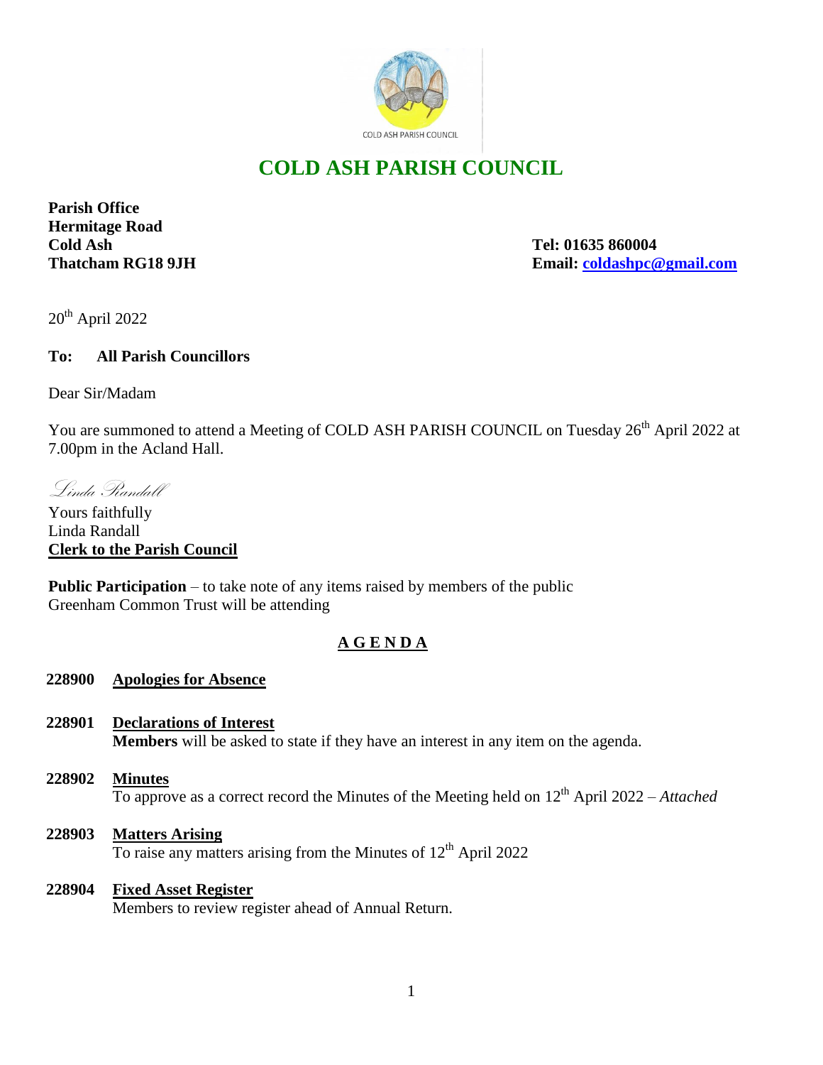# COLD ASH PARISH COUNCIL

**Parish Office**
**Hermitage Road**
**Cold Ash**
**Thatcham RG18 9JH**

**Tel: 01635 860004**
**Email: coldashpc@gmail.com**

20th April 2022

**To: All Parish Councillors**

Dear Sir/Madam

You are summoned to attend a Meeting of COLD ASH PARISH COUNCIL on Tuesday 26th April 2022 at 7.00pm in the Acland Hall.

*Linda Randall*

Yours faithfully
Linda Randall
**Clerk to the Parish Council**

**Public Participation** – to take note of any items raised by members of the public
Greenham Common Trust will be attending

## A G E N D A

**228900 Apologies for Absence**

**228901 Declarations of Interest**
**Members** will be asked to state if they have an interest in any item on the agenda.

**228902 Minutes**
To approve as a correct record the Minutes of the Meeting held on 12th April 2022 – *Attached*

**228903 Matters Arising**
To raise any matters arising from the Minutes of 12th April 2022

**228904 Fixed Asset Register**
Members to review register ahead of Annual Return.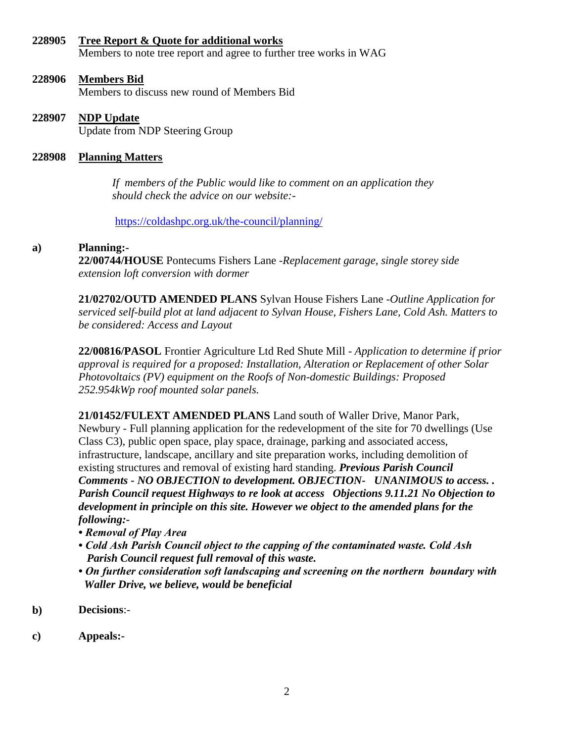**228905** **Tree Report & Quote for additional works**
Members to note tree report and agree to further tree works in WAG

**228906** **Members Bid**
Members to discuss new round of Members Bid

**228907** **NDP Update**
Update from NDP Steering Group

**228908** **Planning Matters**

*If members of the Public would like to comment on an application they should check the advice on our website:-*

https://coldashpc.org.uk/the-council/planning/

**a)** **Planning:-**

**22/00744/HOUSE** Pontecums Fishers Lane -*Replacement garage, single storey side extension loft conversion with dormer*

**21/02702/OUTD AMENDED PLANS** Sylvan House Fishers Lane -*Outline Application for serviced self-build plot at land adjacent to Sylvan House, Fishers Lane, Cold Ash. Matters to be considered: Access and Layout*

**22/00816/PASOL** Frontier Agriculture Ltd Red Shute Mill - *Application to determine if prior approval is required for a proposed: Installation, Alteration or Replacement of other Solar Photovoltaics (PV) equipment on the Roofs of Non-domestic Buildings: Proposed 252.954kWp roof mounted solar panels.*

**21/01452/FULEXT AMENDED PLANS** Land south of Waller Drive, Manor Park, Newbury - Full planning application for the redevelopment of the site for 70 dwellings (Use Class C3), public open space, play space, drainage, parking and associated access, infrastructure, landscape, ancillary and site preparation works, including demolition of existing structures and removal of existing hard standing. ***Previous Parish Council Comments - NO OBJECTION to development. OBJECTION- UNANIMOUS to access. . Parish Council request Highways to re look at access Objections 9.11.21 No Objection to development in principle on this site. However we object to the amended plans for the following:-***

- ***Removal of Play Area***
- ***Cold Ash Parish Council object to the capping of the contaminated waste. Cold Ash Parish Council request full removal of this waste.***
- ***On further consideration soft landscaping and screening on the northern boundary with Waller Drive, we believe, would be beneficial***

**b)** **Decisions**:-

**c)** **Appeals:-**